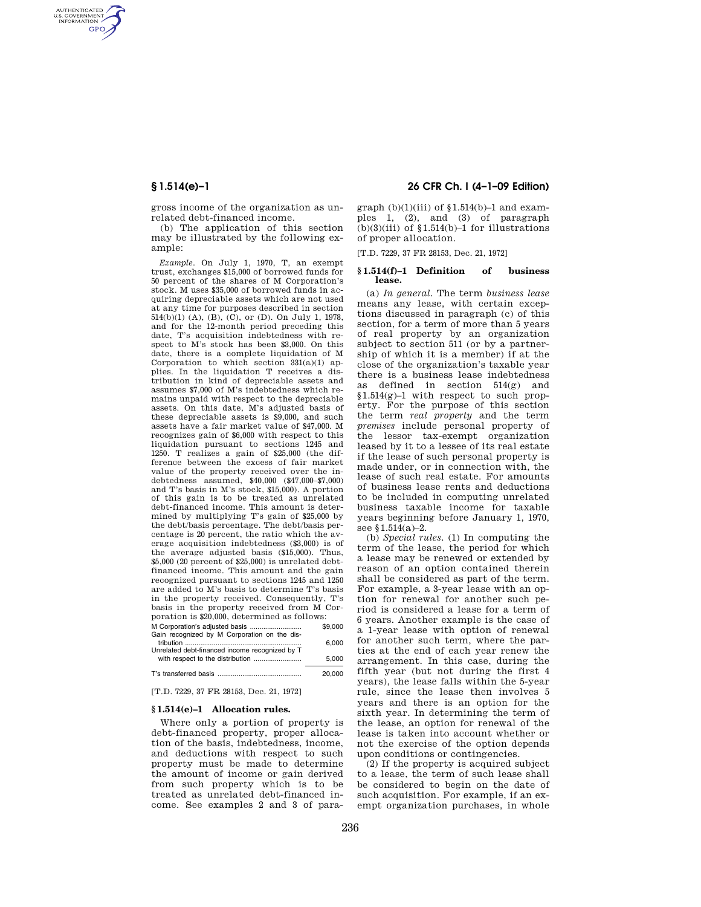gross income of the organization as unrelated debt-financed income.

(b) The application of this section may be illustrated by the following example:

*Example.* On July 1, 1970, T, an exempt trust, exchanges $15,000 of borrowed funds for 50 percent of the shares of M Corporation's stock. M uses $35,000 of borrowed funds in acquiring depreciable assets which are not used at any time for purposes described in section 514(b)(1) (A), (B), (C), or (D). On July 1, 1978, and for the 12-month period preceding this date, T's acquisition indebtedness with respect to M's stock has been $3,000. On this date, there is a complete liquidation of M Corporation to which section 331(a)(1) applies. In the liquidation T receives a distribution in kind of depreciable assets and assumes $7,000 of M's indebtedness which remains unpaid with respect to the depreciable assets. On this date, M's adjusted basis of these depreciable assets is $9,000, and such assets have a fair market value of $47,000. M recognizes gain of $6,000 with respect to this liquidation pursuant to sections 1245 and 1250. T realizes a gain of $25,000 (the difference between the excess of fair market value of the property received over the indebtedness assumed, $40,000 ($47,000–$7,000) and T's basis in M's stock, $15,000). A portion of this gain is to be treated as unrelated debt-financed income. This amount is determined by multiplying T's gain of $25,000 by the debt/basis percentage. The debt/basis percentage is 20 percent, the ratio which the average acquisition indebtedness ($3,000) is of the average adjusted basis ($15,000). Thus, $5,000 (20 percent of $25,000) is unrelated debt-financed income. This amount and the gain recognized pursuant to sections 1245 and 1250 are added to M's basis to determine T's basis in the property received. Consequently, T's basis in the property received from M Corporation is $20,000, determined as follows:

| | |
|---|---|
| M Corporation's adjusted basis | $9,000 |
| Gain recognized by M Corporation on the distribution | 6,000 |
| Unrelated debt-financed income recognized by T with respect to the distribution | 5,000 |
| T's transferred basis | 20,000 |

[T.D. 7229, 37 FR 28153, Dec. 21, 1972]

## § 1.514(e)–1 Allocation rules.

Where only a portion of property is debt-financed property, proper allocation of the basis, indebtedness, income, and deductions with respect to such property must be made to determine the amount of income or gain derived from such property which is to be treated as unrelated debt-financed income. See examples 2 and 3 of paragraph (b)(1)(iii) of §1.514(b)–1 and examples 1, (2), and (3) of paragraph (b)(3)(iii) of §1.514(b)–1 for illustrations of proper allocation.

[T.D. 7229, 37 FR 28153, Dec. 21, 1972]

## § 1.514(f)–1 Definition of business lease.

(a) *In general.* The term *business lease* means any lease, with certain exceptions discussed in paragraph (c) of this section, for a term of more than 5 years of real property by an organization subject to section 511 (or by a partnership of which it is a member) if at the close of the organization's taxable year there is a business lease indebtedness as defined in section 514(g) and §1.514(g)–1 with respect to such property. For the purpose of this section the term *real property* and the term *premises* include personal property of the lessor tax-exempt organization leased by it to a lessee of its real estate if the lease of such personal property is made under, or in connection with, the lease of such real estate. For amounts of business lease rents and deductions to be included in computing unrelated business taxable income for taxable years beginning before January 1, 1970, see §1.514(a)–2.

(b) *Special rules.* (1) In computing the term of the lease, the period for which a lease may be renewed or extended by reason of an option contained therein shall be considered as part of the term. For example, a 3-year lease with an option for renewal for another such period is considered a lease for a term of 6 years. Another example is the case of a 1-year lease with option of renewal for another such term, where the parties at the end of each year renew the arrangement. In this case, during the fifth year (but not during the first 4 years), the lease falls within the 5-year rule, since the lease then involves 5 years and there is an option for the sixth year. In determining the term of the lease, an option for renewal of the lease is taken into account whether or not the exercise of the option depends upon conditions or contingencies.

(2) If the property is acquired subject to a lease, the term of such lease shall be considered to begin on the date of such acquisition. For example, if an exempt organization purchases, in whole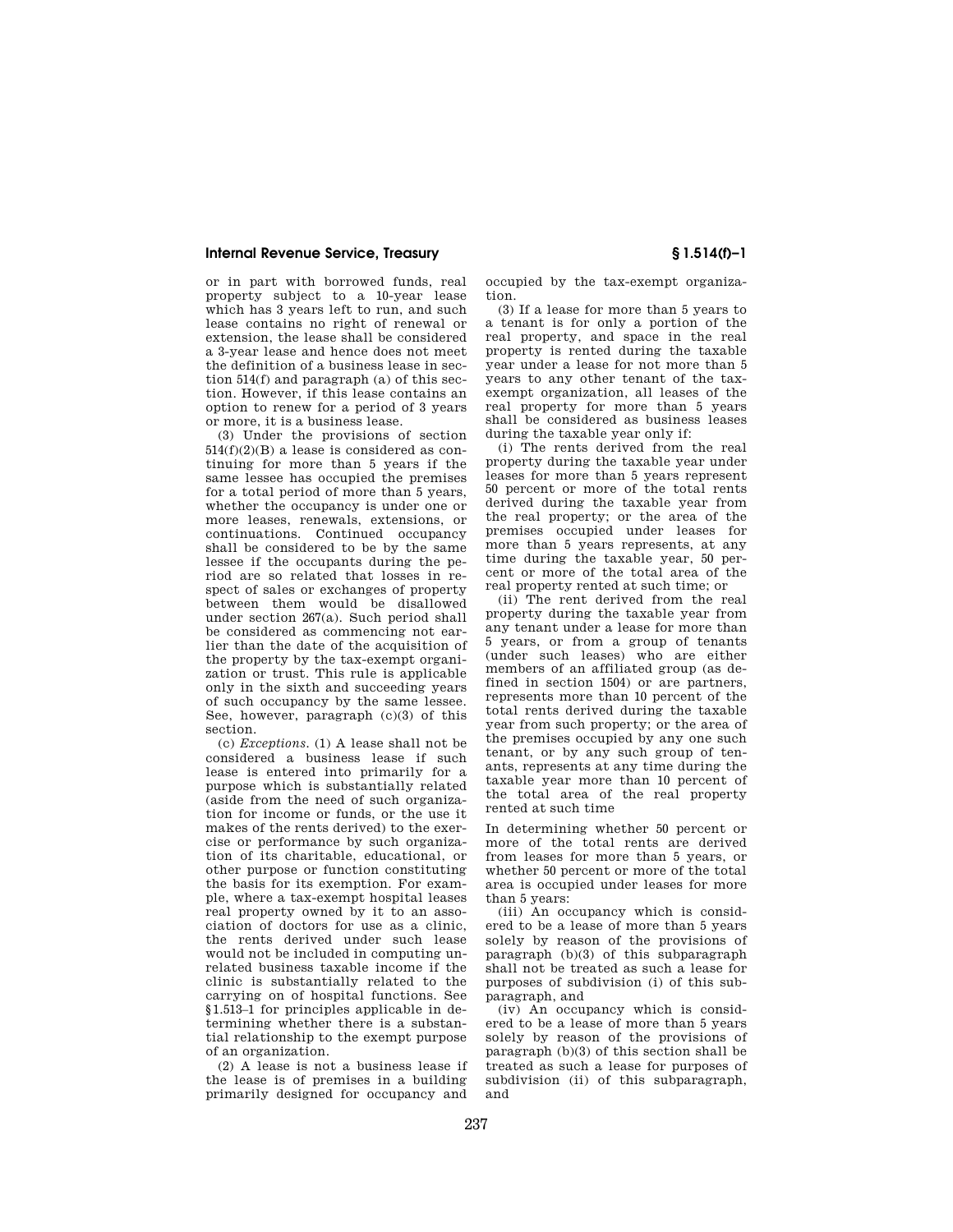or in part with borrowed funds, real property subject to a 10-year lease which has 3 years left to run, and such lease contains no right of renewal or extension, the lease shall be considered a 3-year lease and hence does not meet the definition of a business lease in section 514(f) and paragraph (a) of this section. However, if this lease contains an option to renew for a period of 3 years or more, it is a business lease.

(3) Under the provisions of section 514(f)(2)(B) a lease is considered as continuing for more than 5 years if the same lessee has occupied the premises for a total period of more than 5 years, whether the occupancy is under one or more leases, renewals, extensions, or continuations. Continued occupancy shall be considered to be by the same lessee if the occupants during the period are so related that losses in respect of sales or exchanges of property between them would be disallowed under section 267(a). Such period shall be considered as commencing not earlier than the date of the acquisition of the property by the tax-exempt organization or trust. This rule is applicable only in the sixth and succeeding years of such occupancy by the same lessee. See, however, paragraph (c)(3) of this section.

(c) *Exceptions*. (1) A lease shall not be considered a business lease if such lease is entered into primarily for a purpose which is substantially related (aside from the need of such organization for income or funds, or the use it makes of the rents derived) to the exercise or performance by such organization of its charitable, educational, or other purpose or function constituting the basis for its exemption. For example, where a tax-exempt hospital leases real property owned by it to an association of doctors for use as a clinic, the rents derived under such lease would not be included in computing unrelated business taxable income if the clinic is substantially related to the carrying on of hospital functions. See §1.513–1 for principles applicable in determining whether there is a substantial relationship to the exempt purpose of an organization.

(2) A lease is not a business lease if the lease is of premises in a building primarily designed for occupancy and occupied by the tax-exempt organization.

(3) If a lease for more than 5 years to a tenant is for only a portion of the real property, and space in the real property is rented during the taxable year under a lease for not more than 5 years to any other tenant of the tax-exempt organization, all leases of the real property for more than 5 years shall be considered as business leases during the taxable year only if:

(i) The rents derived from the real property during the taxable year under leases for more than 5 years represent 50 percent or more of the total rents derived during the taxable year from the real property; or the area of the premises occupied under leases for more than 5 years represents, at any time during the taxable year, 50 percent or more of the total area of the real property rented at such time; or

(ii) The rent derived from the real property during the taxable year from any tenant under a lease for more than 5 years, or from a group of tenants (under such leases) who are either members of an affiliated group (as defined in section 1504) or are partners, represents more than 10 percent of the total rents derived during the taxable year from such property; or the area of the premises occupied by any one such tenant, or by any such group of tenants, represents at any time during the taxable year more than 10 percent of the total area of the real property rented at such time

In determining whether 50 percent or more of the total rents are derived from leases for more than 5 years, or whether 50 percent or more of the total area is occupied under leases for more than 5 years:

(iii) An occupancy which is considered to be a lease of more than 5 years solely by reason of the provisions of paragraph (b)(3) of this subparagraph shall not be treated as such a lease for purposes of subdivision (i) of this subparagraph, and

(iv) An occupancy which is considered to be a lease of more than 5 years solely by reason of the provisions of paragraph (b)(3) of this section shall be treated as such a lease for purposes of subdivision (ii) of this subparagraph, and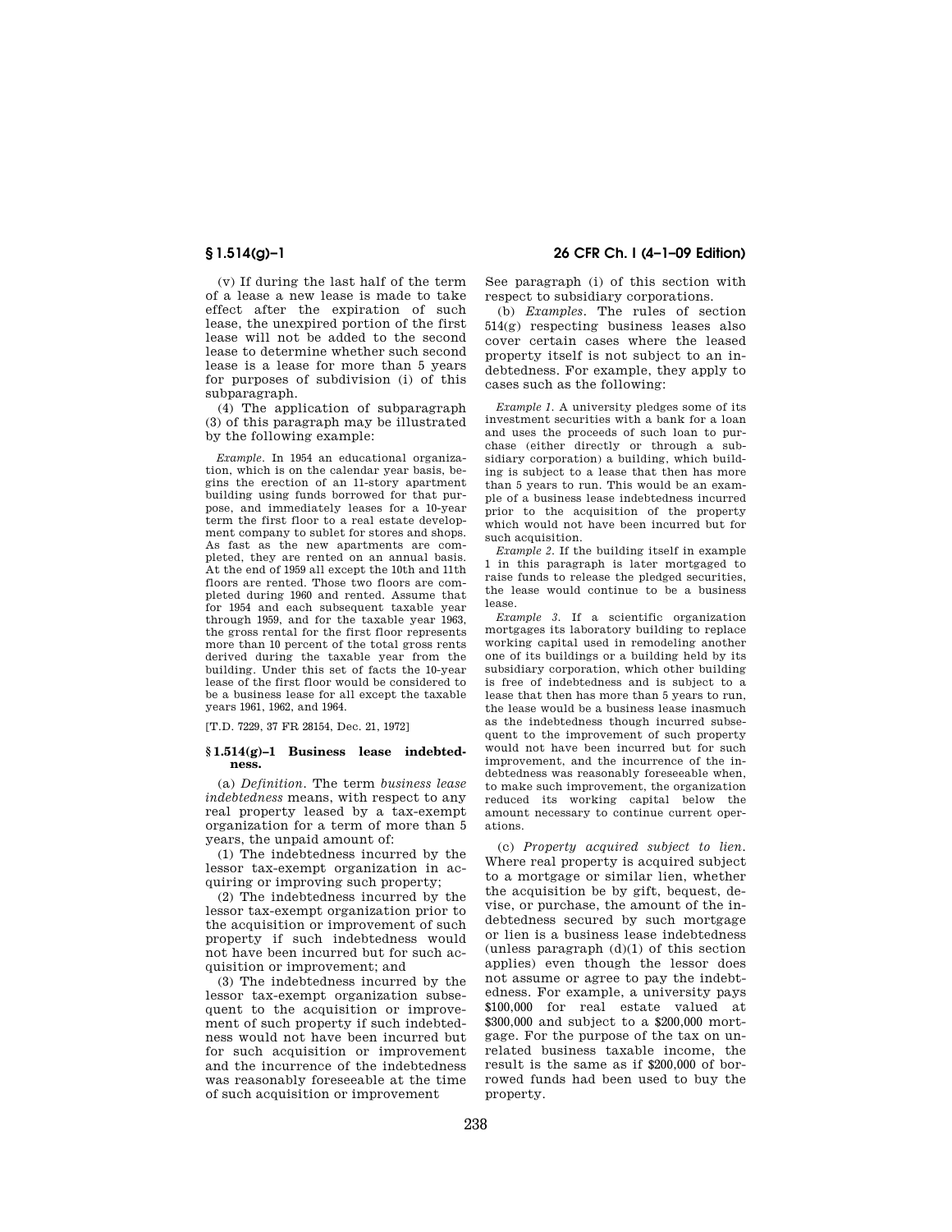(v) If during the last half of the term of a lease a new lease is made to take effect after the expiration of such lease, the unexpired portion of the first lease will not be added to the second lease to determine whether such second lease is a lease for more than 5 years for purposes of subdivision (i) of this subparagraph.

(4) The application of subparagraph (3) of this paragraph may be illustrated by the following example:

*Example.* In 1954 an educational organization, which is on the calendar year basis, begins the erection of an 11-story apartment building using funds borrowed for that purpose, and immediately leases for a 10-year term the first floor to a real estate development company to sublet for stores and shops. As fast as the new apartments are completed, they are rented on an annual basis. At the end of 1959 all except the 10th and 11th floors are rented. Those two floors are completed during 1960 and rented. Assume that for 1954 and each subsequent taxable year through 1959, and for the taxable year 1963, the gross rental for the first floor represents more than 10 percent of the total gross rents derived during the taxable year from the building. Under this set of facts the 10-year lease of the first floor would be considered to be a business lease for all except the taxable years 1961, 1962, and 1964.

[T.D. 7229, 37 FR 28154, Dec. 21, 1972]

### § 1.514(g)–1 Business lease indebtedness.

(a) *Definition.* The term *business lease indebtedness* means, with respect to any real property leased by a tax-exempt organization for a term of more than 5 years, the unpaid amount of:

(1) The indebtedness incurred by the lessor tax-exempt organization in acquiring or improving such property;

(2) The indebtedness incurred by the lessor tax-exempt organization prior to the acquisition or improvement of such property if such indebtedness would not have been incurred but for such acquisition or improvement; and

(3) The indebtedness incurred by the lessor tax-exempt organization subsequent to the acquisition or improvement of such property if such indebtedness would not have been incurred but for such acquisition or improvement and the incurrence of the indebtedness was reasonably foreseeable at the time of such acquisition or improvement

See paragraph (i) of this section with respect to subsidiary corporations.

(b) *Examples.* The rules of section 514(g) respecting business leases also cover certain cases where the leased property itself is not subject to an indebtedness. For example, they apply to cases such as the following:

*Example 1.* A university pledges some of its investment securities with a bank for a loan and uses the proceeds of such loan to purchase (either directly or through a subsidiary corporation) a building, which building is subject to a lease that then has more than 5 years to run. This would be an example of a business lease indebtedness incurred prior to the acquisition of the property which would not have been incurred but for such acquisition.

*Example 2.* If the building itself in example 1 in this paragraph is later mortgaged to raise funds to release the pledged securities, the lease would continue to be a business lease.

*Example 3.* If a scientific organization mortgages its laboratory building to replace working capital used in remodeling another one of its buildings or a building held by its subsidiary corporation, which other building is free of indebtedness and is subject to a lease that then has more than 5 years to run, the lease would be a business lease inasmuch as the indebtedness though incurred subsequent to the improvement of such property would not have been incurred but for such improvement, and the incurrence of the indebtedness was reasonably foreseeable when, to make such improvement, the organization reduced its working capital below the amount necessary to continue current operations.

(c) *Property acquired subject to lien.* Where real property is acquired subject to a mortgage or similar lien, whether the acquisition be by gift, bequest, devise, or purchase, the amount of the indebtedness secured by such mortgage or lien is a business lease indebtedness (unless paragraph (d)(1) of this section applies) even though the lessor does not assume or agree to pay the indebtedness. For example, a university pays $100,000 for real estate valued at $300,000 and subject to a $200,000 mortgage. For the purpose of the tax on unrelated business taxable income, the result is the same as if $200,000 of borrowed funds had been used to buy the property.